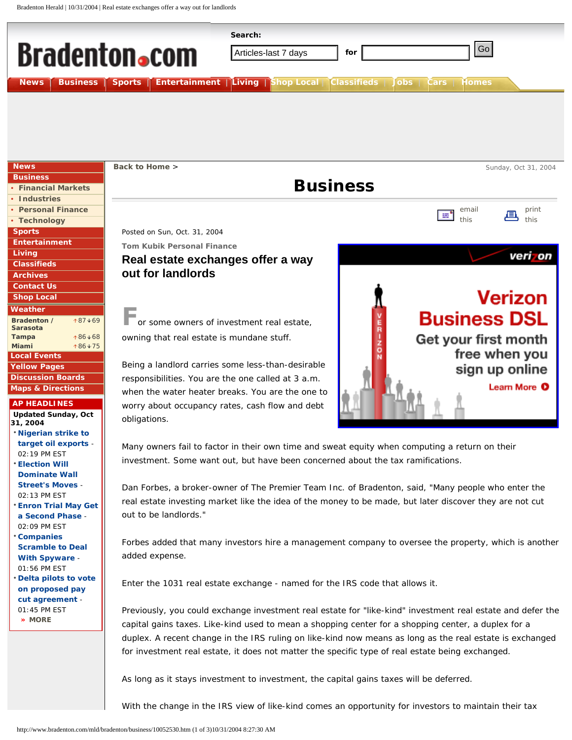# Business

Posted on Sun, Oct. 31, 2004

**Tom Kubik Personal Finance**

## Real estate exchanges offer a way out for landlords

For some owners of investment real estate, owning that real estate is mundane stuff.

Being a landlord carries some less-than-desirable responsibilities. You are the one called at 3 a.m. when the water heater breaks. You are the one to worry about occupancy rates, cash flow and debt obligations.

Many owners fail to factor in their own time and sweat equity when computing a return on their investment. Some want out, but have been concerned about the tax ramifications.

Dan Forbes, a broker-owner of The Premier Team Inc. of Bradenton, said, "Many people who enter the real estate investing market like the idea of the money to be made, but later discover they are not cut out to be landlords."

Forbes added that many investors hire a management company to oversee the property, which is another added expense.

Enter the 1031 real estate exchange - named for the IRS code that allows it.

Previously, you could exchange investment real estate for "like-kind" investment real estate and defer the capital gains taxes. Like-kind used to mean a shopping center for a shopping center, a duplex for a duplex. A recent change in the IRS ruling on like-kind now means as long as the real estate is exchanged for investment real estate, it does not matter the specific type of real estate being exchanged.

As long as it stays investment to investment, the capital gains taxes will be deferred.

With the change in the IRS view of like-kind comes an opportunity for investors to maintain their tax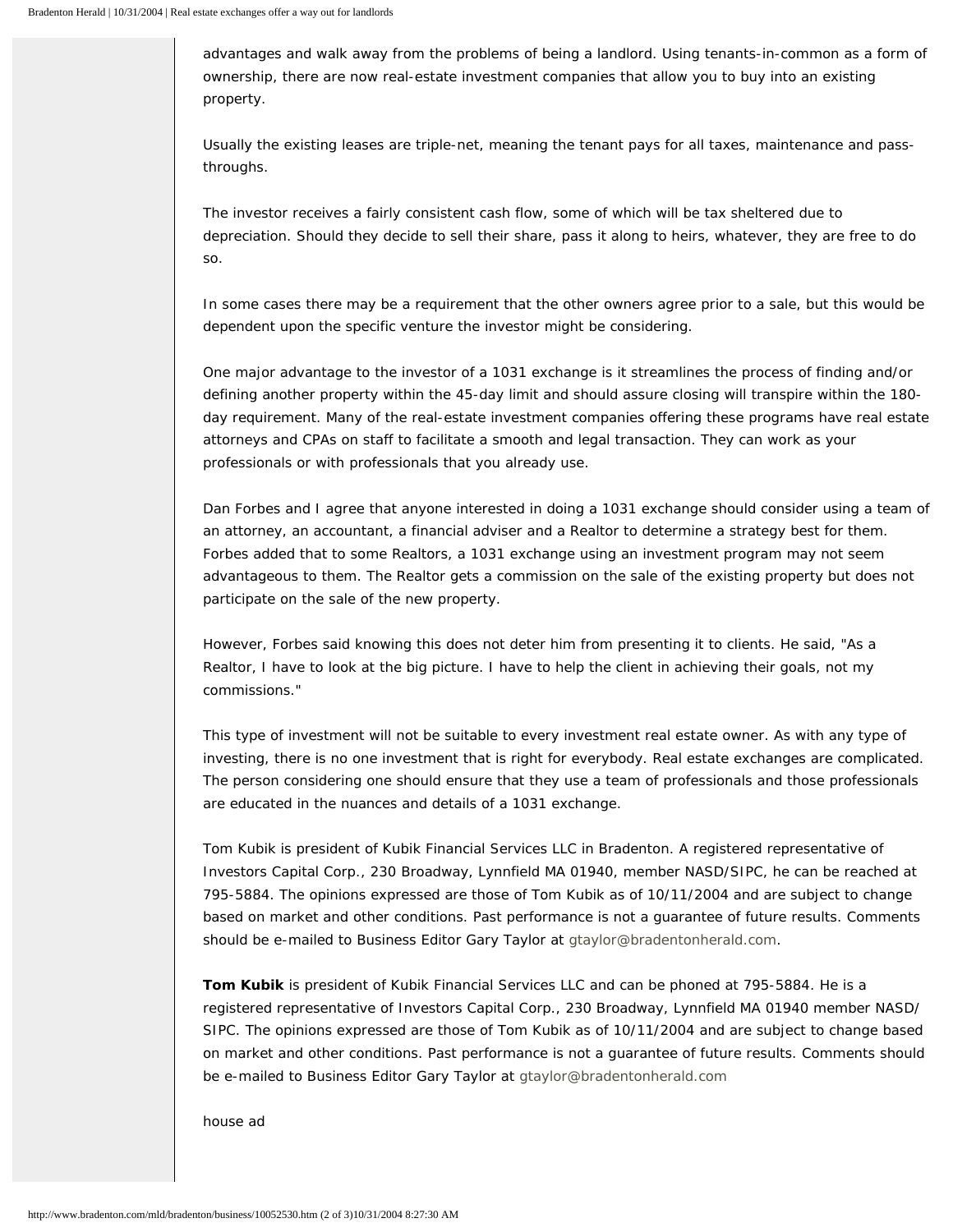advantages and walk away from the problems of being a landlord. Using tenants-in-common as a form of ownership, there are now real-estate investment companies that allow you to buy into an existing property.

Usually the existing leases are triple-net, meaning the tenant pays for all taxes, maintenance and pass-throughs.

The investor receives a fairly consistent cash flow, some of which will be tax sheltered due to depreciation. Should they decide to sell their share, pass it along to heirs, whatever, they are free to do so.

In some cases there may be a requirement that the other owners agree prior to a sale, but this would be dependent upon the specific venture the investor might be considering.

One major advantage to the investor of a 1031 exchange is it streamlines the process of finding and/or defining another property within the 45-day limit and should assure closing will transpire within the 180-day requirement. Many of the real-estate investment companies offering these programs have real estate attorneys and CPAs on staff to facilitate a smooth and legal transaction. They can work as your professionals or with professionals that you already use.

Dan Forbes and I agree that anyone interested in doing a 1031 exchange should consider using a team of an attorney, an accountant, a financial adviser and a Realtor to determine a strategy best for them. Forbes added that to some Realtors, a 1031 exchange using an investment program may not seem advantageous to them. The Realtor gets a commission on the sale of the existing property but does not participate on the sale of the new property.

However, Forbes said knowing this does not deter him from presenting it to clients. He said, "As a Realtor, I have to look at the big picture. I have to help the client in achieving their goals, not my commissions."

This type of investment will not be suitable to every investment real estate owner. As with any type of investing, there is no one investment that is right for everybody. Real estate exchanges are complicated. The person considering one should ensure that they use a team of professionals and those professionals are educated in the nuances and details of a 1031 exchange.

Tom Kubik is president of Kubik Financial Services LLC in Bradenton. A registered representative of Investors Capital Corp., 230 Broadway, Lynnfield MA 01940, member NASD/SIPC, he can be reached at 795-5884. The opinions expressed are those of Tom Kubik as of 10/11/2004 and are subject to change based on market and other conditions. Past performance is not a guarantee of future results. Comments should be e-mailed to Business Editor Gary Taylor at gtaylor@bradentonherald.com.

**Tom Kubik** is president of Kubik Financial Services LLC and can be phoned at 795-5884. He is a registered representative of Investors Capital Corp., 230 Broadway, Lynnfield MA 01940 member NASD/SIPC. The opinions expressed are those of Tom Kubik as of 10/11/2004 and are subject to change based on market and other conditions. Past performance is not a guarantee of future results. Comments should be e-mailed to Business Editor Gary Taylor at gtaylor@bradentonherald.com

house ad